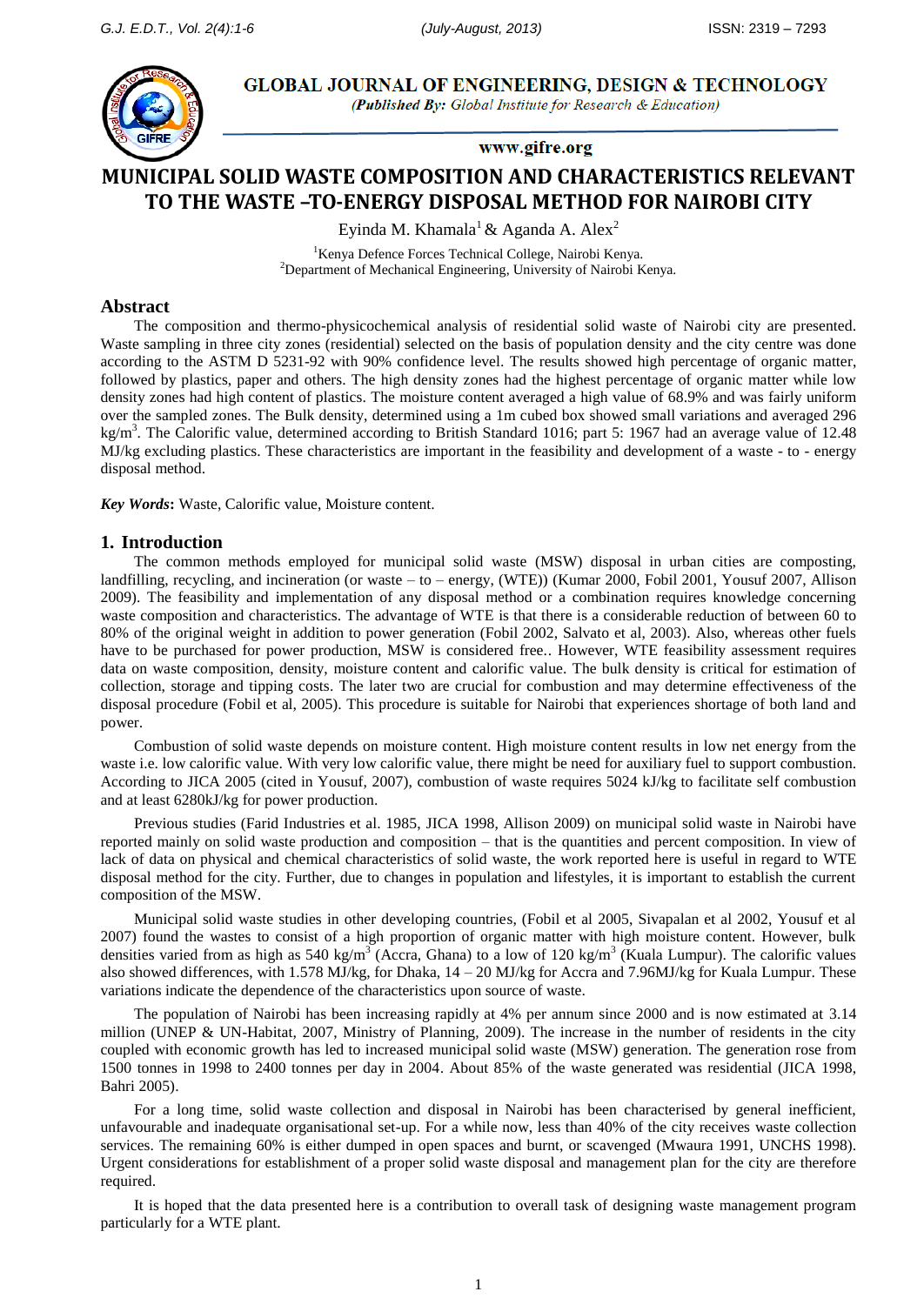# MUNICIPAL SOLID WASTE COMPOSITION AND CHARACTERISTICS RELEVANT TO THE WASTE –TO-ENERGY DISPOSAL METHOD FOR NAIROBI CITY

Eyinda M. Khamala[1] & Aganda A. Alex[2]

[1]Kenya Defence Forces Technical College, Nairobi Kenya.
[2]Department of Mechanical Engineering, University of Nairobi Kenya.

## Abstract

The composition and thermo-physicochemical analysis of residential solid waste of Nairobi city are presented. Waste sampling in three city zones (residential) selected on the basis of population density and the city centre was done according to the ASTM D 5231-92 with 90% confidence level. The results showed high percentage of organic matter, followed by plastics, paper and others. The high density zones had the highest percentage of organic matter while low density zones had high content of plastics. The moisture content averaged a high value of 68.9% and was fairly uniform over the sampled zones. The Bulk density, determined using a 1m cubed box showed small variations and averaged 296 kg/m$^3$. The Calorific value, determined according to British Standard 1016; part 5: 1967 had an average value of 12.48 MJ/kg excluding plastics. These characteristics are important in the feasibility and development of a waste - to - energy disposal method.

***Key Words*:** Waste, Calorific value, Moisture content.

## 1. Introduction

The common methods employed for municipal solid waste (MSW) disposal in urban cities are composting, landfilling, recycling, and incineration (or waste – to – energy, (WTE)) (Kumar 2000, Fobil 2001, Yousuf 2007, Allison 2009). The feasibility and implementation of any disposal method or a combination requires knowledge concerning waste composition and characteristics. The advantage of WTE is that there is a considerable reduction of between 60 to 80% of the original weight in addition to power generation (Fobil 2002, Salvato et al, 2003). Also, whereas other fuels have to be purchased for power production, MSW is considered free.. However, WTE feasibility assessment requires data on waste composition, density, moisture content and calorific value. The bulk density is critical for estimation of collection, storage and tipping costs. The later two are crucial for combustion and may determine effectiveness of the disposal procedure (Fobil et al, 2005). This procedure is suitable for Nairobi that experiences shortage of both land and power.

Combustion of solid waste depends on moisture content. High moisture content results in low net energy from the waste i.e. low calorific value. With very low calorific value, there might be need for auxiliary fuel to support combustion. According to JICA 2005 (cited in Yousuf, 2007), combustion of waste requires 5024 kJ/kg to facilitate self combustion and at least 6280kJ/kg for power production.

Previous studies (Farid Industries et al. 1985, JICA 1998, Allison 2009) on municipal solid waste in Nairobi have reported mainly on solid waste production and composition – that is the quantities and percent composition. In view of lack of data on physical and chemical characteristics of solid waste, the work reported here is useful in regard to WTE disposal method for the city. Further, due to changes in population and lifestyles, it is important to establish the current composition of the MSW.

Municipal solid waste studies in other developing countries, (Fobil et al 2005, Sivapalan et al 2002, Yousuf et al 2007) found the wastes to consist of a high proportion of organic matter with high moisture content. However, bulk densities varied from as high as 540 kg/m$^3$ (Accra, Ghana) to a low of 120 kg/m$^3$ (Kuala Lumpur). The calorific values also showed differences, with 1.578 MJ/kg, for Dhaka, 14 – 20 MJ/kg for Accra and 7.96MJ/kg for Kuala Lumpur. These variations indicate the dependence of the characteristics upon source of waste.

The population of Nairobi has been increasing rapidly at 4% per annum since 2000 and is now estimated at 3.14 million (UNEP & UN-Habitat, 2007, Ministry of Planning, 2009). The increase in the number of residents in the city coupled with economic growth has led to increased municipal solid waste (MSW) generation. The generation rose from 1500 tonnes in 1998 to 2400 tonnes per day in 2004. About 85% of the waste generated was residential (JICA 1998, Bahri 2005).

For a long time, solid waste collection and disposal in Nairobi has been characterised by general inefficient, unfavourable and inadequate organisational set-up. For a while now, less than 40% of the city receives waste collection services. The remaining 60% is either dumped in open spaces and burnt, or scavenged (Mwaura 1991, UNCHS 1998). Urgent considerations for establishment of a proper solid waste disposal and management plan for the city are therefore required.

It is hoped that the data presented here is a contribution to overall task of designing waste management program particularly for a WTE plant.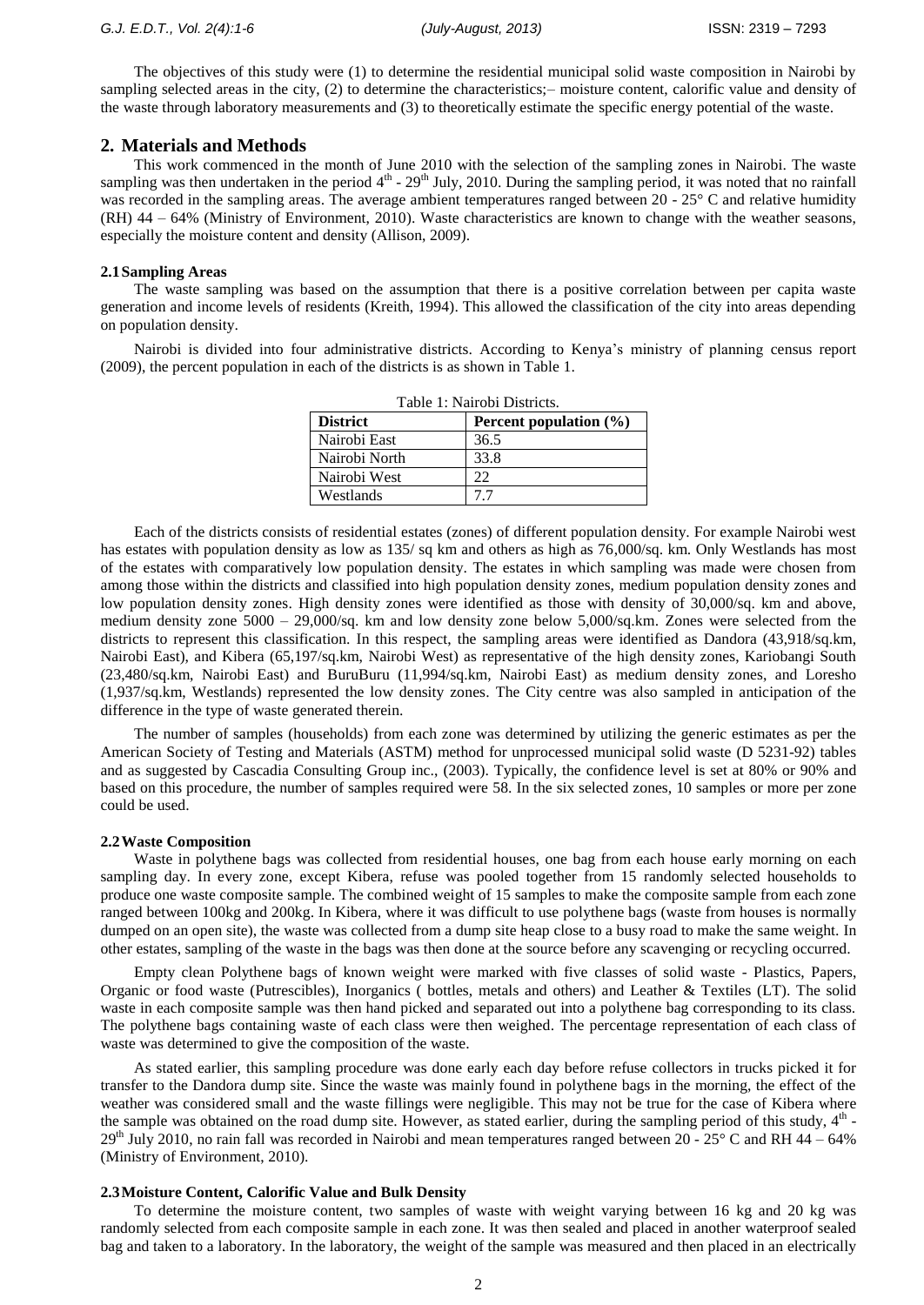The objectives of this study were (1) to determine the residential municipal solid waste composition in Nairobi by sampling selected areas in the city, (2) to determine the characteristics;– moisture content, calorific value and density of the waste through laboratory measurements and (3) to theoretically estimate the specific energy potential of the waste.

## 2. Materials and Methods

This work commenced in the month of June 2010 with the selection of the sampling zones in Nairobi. The waste sampling was then undertaken in the period $4^{th}$ - $29^{th}$ July, 2010. During the sampling period, it was noted that no rainfall was recorded in the sampling areas. The average ambient temperatures ranged between 20 - 25° C and relative humidity (RH) 44 – 64% (Ministry of Environment, 2010). Waste characteristics are known to change with the weather seasons, especially the moisture content and density (Allison, 2009).

### 2.1 Sampling Areas

The waste sampling was based on the assumption that there is a positive correlation between per capita waste generation and income levels of residents (Kreith, 1994). This allowed the classification of the city into areas depending on population density.

Nairobi is divided into four administrative districts. According to Kenya's ministry of planning census report (2009), the percent population in each of the districts is as shown in Table 1.

Table 1: Nairobi Districts.

| District | Percent population (%) |
| --- | --- |
| Nairobi East | 36.5 |
| Nairobi North | 33.8 |
| Nairobi West | 22 |
| Westlands | 7.7 |

Each of the districts consists of residential estates (zones) of different population density. For example Nairobi west has estates with population density as low as 135/ sq km and others as high as 76,000/sq. km. Only Westlands has most of the estates with comparatively low population density. The estates in which sampling was made were chosen from among those within the districts and classified into high population density zones, medium population density zones and low population density zones. High density zones were identified as those with density of 30,000/sq. km and above, medium density zone 5000 – 29,000/sq. km and low density zone below 5,000/sq.km. Zones were selected from the districts to represent this classification. In this respect, the sampling areas were identified as Dandora (43,918/sq.km, Nairobi East), and Kibera (65,197/sq.km, Nairobi West) as representative of the high density zones, Kariobangi South (23,480/sq.km, Nairobi East) and BuruBuru (11,994/sq.km, Nairobi East) as medium density zones, and Loresho (1,937/sq.km, Westlands) represented the low density zones. The City centre was also sampled in anticipation of the difference in the type of waste generated therein.

The number of samples (households) from each zone was determined by utilizing the generic estimates as per the American Society of Testing and Materials (ASTM) method for unprocessed municipal solid waste (D 5231-92) tables and as suggested by Cascadia Consulting Group inc., (2003). Typically, the confidence level is set at 80% or 90% and based on this procedure, the number of samples required were 58. In the six selected zones, 10 samples or more per zone could be used.

### 2.2 Waste Composition

Waste in polythene bags was collected from residential houses, one bag from each house early morning on each sampling day. In every zone, except Kibera, refuse was pooled together from 15 randomly selected households to produce one waste composite sample. The combined weight of 15 samples to make the composite sample from each zone ranged between 100kg and 200kg. In Kibera, where it was difficult to use polythene bags (waste from houses is normally dumped on an open site), the waste was collected from a dump site heap close to a busy road to make the same weight. In other estates, sampling of the waste in the bags was then done at the source before any scavenging or recycling occurred.

Empty clean Polythene bags of known weight were marked with five classes of solid waste - Plastics, Papers, Organic or food waste (Putrescibles), Inorganics ( bottles, metals and others) and Leather & Textiles (LT). The solid waste in each composite sample was then hand picked and separated out into a polythene bag corresponding to its class. The polythene bags containing waste of each class were then weighed. The percentage representation of each class of waste was determined to give the composition of the waste.

As stated earlier, this sampling procedure was done early each day before refuse collectors in trucks picked it for transfer to the Dandora dump site. Since the waste was mainly found in polythene bags in the morning, the effect of the weather was considered small and the waste fillings were negligible. This may not be true for the case of Kibera where the sample was obtained on the road dump site. However, as stated earlier, during the sampling period of this study, $4^{th}$ - $29^{th}$ July 2010, no rain fall was recorded in Nairobi and mean temperatures ranged between 20 - 25° C and RH 44 – 64% (Ministry of Environment, 2010).

### 2.3 Moisture Content, Calorific Value and Bulk Density

To determine the moisture content, two samples of waste with weight varying between 16 kg and 20 kg was randomly selected from each composite sample in each zone. It was then sealed and placed in another waterproof sealed bag and taken to a laboratory. In the laboratory, the weight of the sample was measured and then placed in an electrically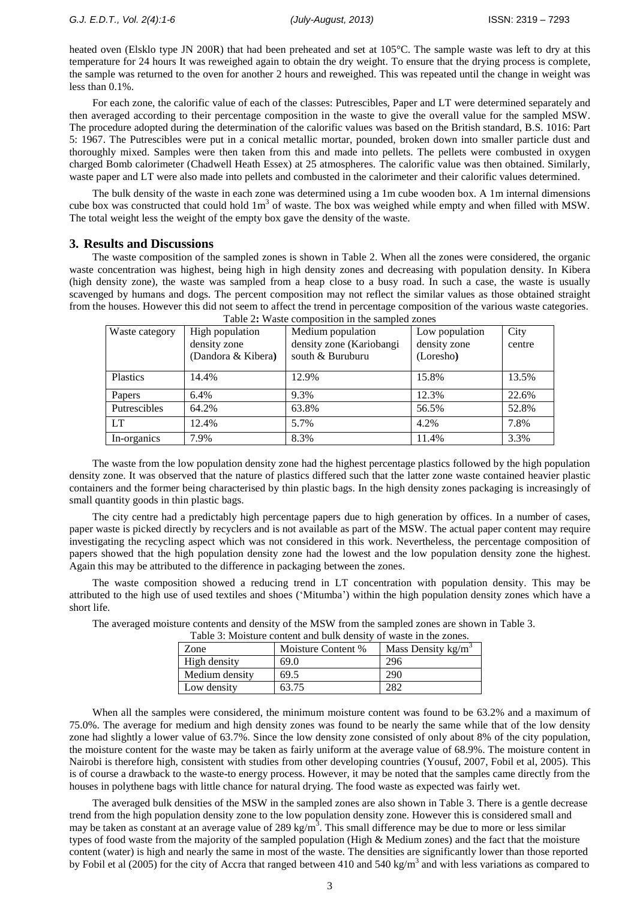heated oven (Elsklo type JN 200R) that had been preheated and set at 105°C. The sample waste was left to dry at this temperature for 24 hours It was reweighed again to obtain the dry weight. To ensure that the drying process is complete, the sample was returned to the oven for another 2 hours and reweighed. This was repeated until the change in weight was less than 0.1%.

For each zone, the calorific value of each of the classes: Putrescibles, Paper and LT were determined separately and then averaged according to their percentage composition in the waste to give the overall value for the sampled MSW. The procedure adopted during the determination of the calorific values was based on the British standard, B.S. 1016: Part 5: 1967. The Putrescibles were put in a conical metallic mortar, pounded, broken down into smaller particle dust and thoroughly mixed. Samples were then taken from this and made into pellets. The pellets were combusted in oxygen charged Bomb calorimeter (Chadwell Heath Essex) at 25 atmospheres. The calorific value was then obtained. Similarly, waste paper and LT were also made into pellets and combusted in the calorimeter and their calorific values determined.

The bulk density of the waste in each zone was determined using a 1m cube wooden box. A 1m internal dimensions cube box was constructed that could hold 1m$^3$ of waste. The box was weighed while empty and when filled with MSW. The total weight less the weight of the empty box gave the density of the waste.

## 3. Results and Discussions

The waste composition of the sampled zones is shown in Table 2. When all the zones were considered, the organic waste concentration was highest, being high in high density zones and decreasing with population density. In Kibera (high density zone), the waste was sampled from a heap close to a busy road. In such a case, the waste is usually scavenged by humans and dogs. The percent composition may not reflect the similar values as those obtained straight from the houses. However this did not seem to affect the trend in percentage composition of the various waste categories.

Table 2: Waste composition in the sampled zones

| Waste category | High population density zone (Dandora & Kibera) | Medium population density zone (Kariobangi south & Buruburu | Low population density zone (Loresho) | City centre |
|---|---|---|---|---|
| Plastics | 14.4% | 12.9% | 15.8% | 13.5% |
| Papers | 6.4% | 9.3% | 12.3% | 22.6% |
| Putrescibles | 64.2% | 63.8% | 56.5% | 52.8% |
| LT | 12.4% | 5.7% | 4.2% | 7.8% |
| In-organics | 7.9% | 8.3% | 11.4% | 3.3% |

The waste from the low population density zone had the highest percentage plastics followed by the high population density zone. It was observed that the nature of plastics differed such that the latter zone waste contained heavier plastic containers and the former being characterised by thin plastic bags. In the high density zones packaging is increasingly of small quantity goods in thin plastic bags.

The city centre had a predictably high percentage papers due to high generation by offices. In a number of cases, paper waste is picked directly by recyclers and is not available as part of the MSW. The actual paper content may require investigating the recycling aspect which was not considered in this work. Nevertheless, the percentage composition of papers showed that the high population density zone had the lowest and the low population density zone the highest. Again this may be attributed to the difference in packaging between the zones.

The waste composition showed a reducing trend in LT concentration with population density. This may be attributed to the high use of used textiles and shoes ('Mitumba') within the high population density zones which have a short life.

The averaged moisture contents and density of the MSW from the sampled zones are shown in Table 3.

Table 3: Moisture content and bulk density of waste in the zones.

| Zone | Moisture Content % | Mass Density kg/m$^3$ |
|---|---|---|
| High density | 69.0 | 296 |
| Medium density | 69.5 | 290 |
| Low density | 63.75 | 282 |

When all the samples were considered, the minimum moisture content was found to be 63.2% and a maximum of 75.0%. The average for medium and high density zones was found to be nearly the same while that of the low density zone had slightly a lower value of 63.7%. Since the low density zone consisted of only about 8% of the city population, the moisture content for the waste may be taken as fairly uniform at the average value of 68.9%. The moisture content in Nairobi is therefore high, consistent with studies from other developing countries (Yousuf, 2007, Fobil et al, 2005). This is of course a drawback to the waste-to energy process. However, it may be noted that the samples came directly from the houses in polythene bags with little chance for natural drying. The food waste as expected was fairly wet.

The averaged bulk densities of the MSW in the sampled zones are also shown in Table 3. There is a gentle decrease trend from the high population density zone to the low population density zone. However this is considered small and may be taken as constant at an average value of 289 kg/m$^3$. This small difference may be due to more or less similar types of food waste from the majority of the sampled population (High & Medium zones) and the fact that the moisture content (water) is high and nearly the same in most of the waste. The densities are significantly lower than those reported by Fobil et al (2005) for the city of Accra that ranged between 410 and 540 kg/m$^3$ and with less variations as compared to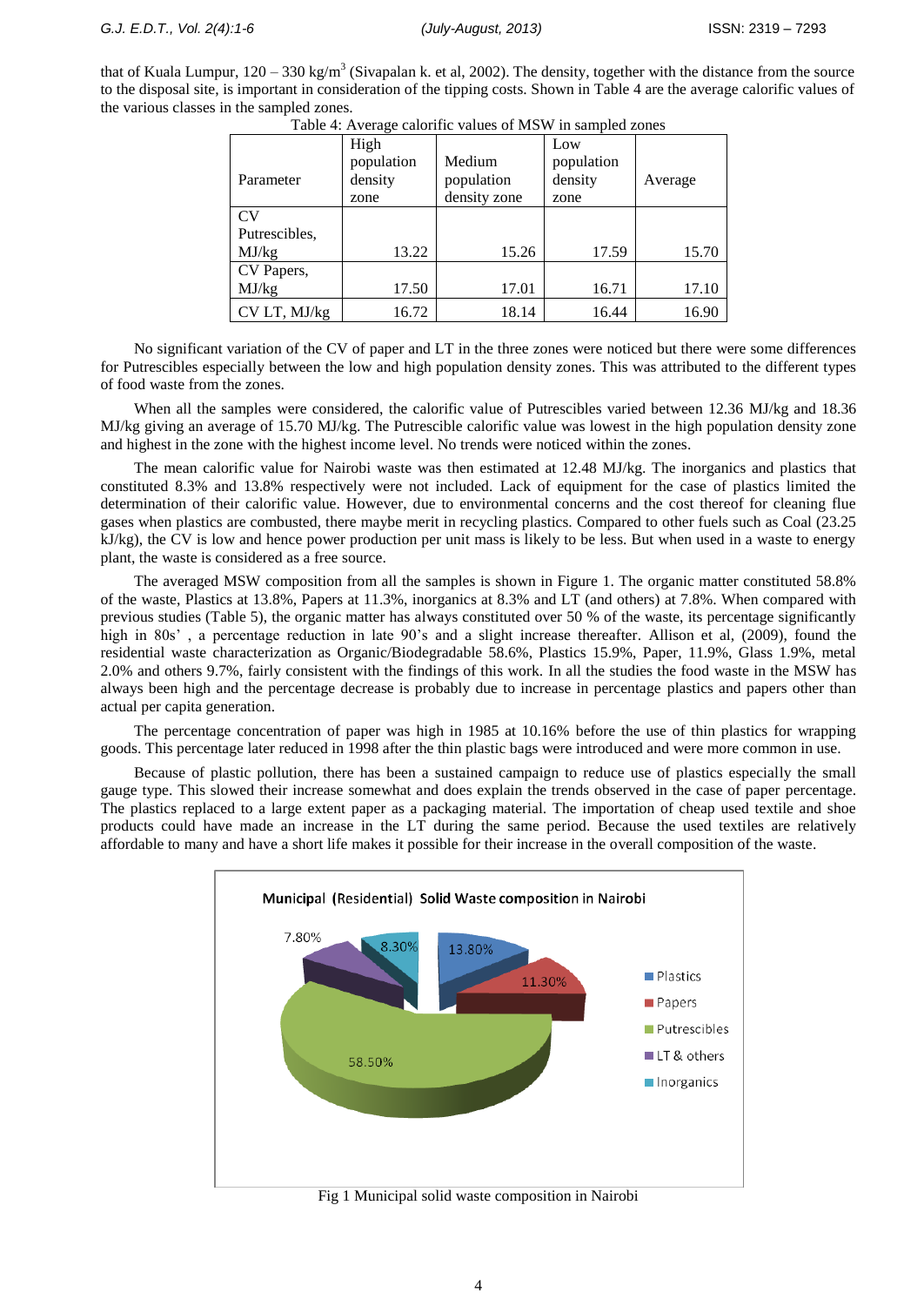that of Kuala Lumpur, 120 – 330 kg/m$^3$ (Sivapalan k. et al, 2002). The density, together with the distance from the source to the disposal site, is important in consideration of the tipping costs. Shown in Table 4 are the average calorific values of the various classes in the sampled zones.

Table 4: Average calorific values of MSW in sampled zones

| Parameter | High population density zone | Medium population density zone | Low population density zone | Average |
|---|---|---|---|---|
| CV Putrescibles, MJ/kg | 13.22 | 15.26 | 17.59 | 15.70 |
| CV Papers, MJ/kg | 17.50 | 17.01 | 16.71 | 17.10 |
| CV LT, MJ/kg | 16.72 | 18.14 | 16.44 | 16.90 |

No significant variation of the CV of paper and LT in the three zones were noticed but there were some differences for Putrescibles especially between the low and high population density zones. This was attributed to the different types of food waste from the zones.

When all the samples were considered, the calorific value of Putrescibles varied between 12.36 MJ/kg and 18.36 MJ/kg giving an average of 15.70 MJ/kg. The Putrescible calorific value was lowest in the high population density zone and highest in the zone with the highest income level. No trends were noticed within the zones.

The mean calorific value for Nairobi waste was then estimated at 12.48 MJ/kg. The inorganics and plastics that constituted 8.3% and 13.8% respectively were not included. Lack of equipment for the case of plastics limited the determination of their calorific value. However, due to environmental concerns and the cost thereof for cleaning flue gases when plastics are combusted, there maybe merit in recycling plastics. Compared to other fuels such as Coal (23.25 kJ/kg), the CV is low and hence power production per unit mass is likely to be less. But when used in a waste to energy plant, the waste is considered as a free source.

The averaged MSW composition from all the samples is shown in Figure 1. The organic matter constituted 58.8% of the waste, Plastics at 13.8%, Papers at 11.3%, inorganics at 8.3% and LT (and others) at 7.8%. When compared with previous studies (Table 5), the organic matter has always constituted over 50 % of the waste, its percentage significantly high in 80s' , a percentage reduction in late 90's and a slight increase thereafter. Allison et al, (2009), found the residential waste characterization as Organic/Biodegradable 58.6%, Plastics 15.9%, Paper, 11.9%, Glass 1.9%, metal 2.0% and others 9.7%, fairly consistent with the findings of this work. In all the studies the food waste in the MSW has always been high and the percentage decrease is probably due to increase in percentage plastics and papers other than actual per capita generation.

The percentage concentration of paper was high in 1985 at 10.16% before the use of thin plastics for wrapping goods. This percentage later reduced in 1998 after the thin plastic bags were introduced and were more common in use.

Because of plastic pollution, there has been a sustained campaign to reduce use of plastics especially the small gauge type. This slowed their increase somewhat and does explain the trends observed in the case of paper percentage. The plastics replaced to a large extent paper as a packaging material. The importation of cheap used textile and shoe products could have made an increase in the LT during the same period. Because the used textiles are relatively affordable to many and have a short life makes it possible for their increase in the overall composition of the waste.

Municipal (Residential) Solid Waste composition in Nairobi

| Component | Percentage |
|---|---|
| Plastics | 13.80% |
| Papers | 11.30% |
| Putrescibles | 58.50% |
| LT & others | 7.80% |
| Inorganics | 8.30% |

Fig 1 Municipal solid waste composition in Nairobi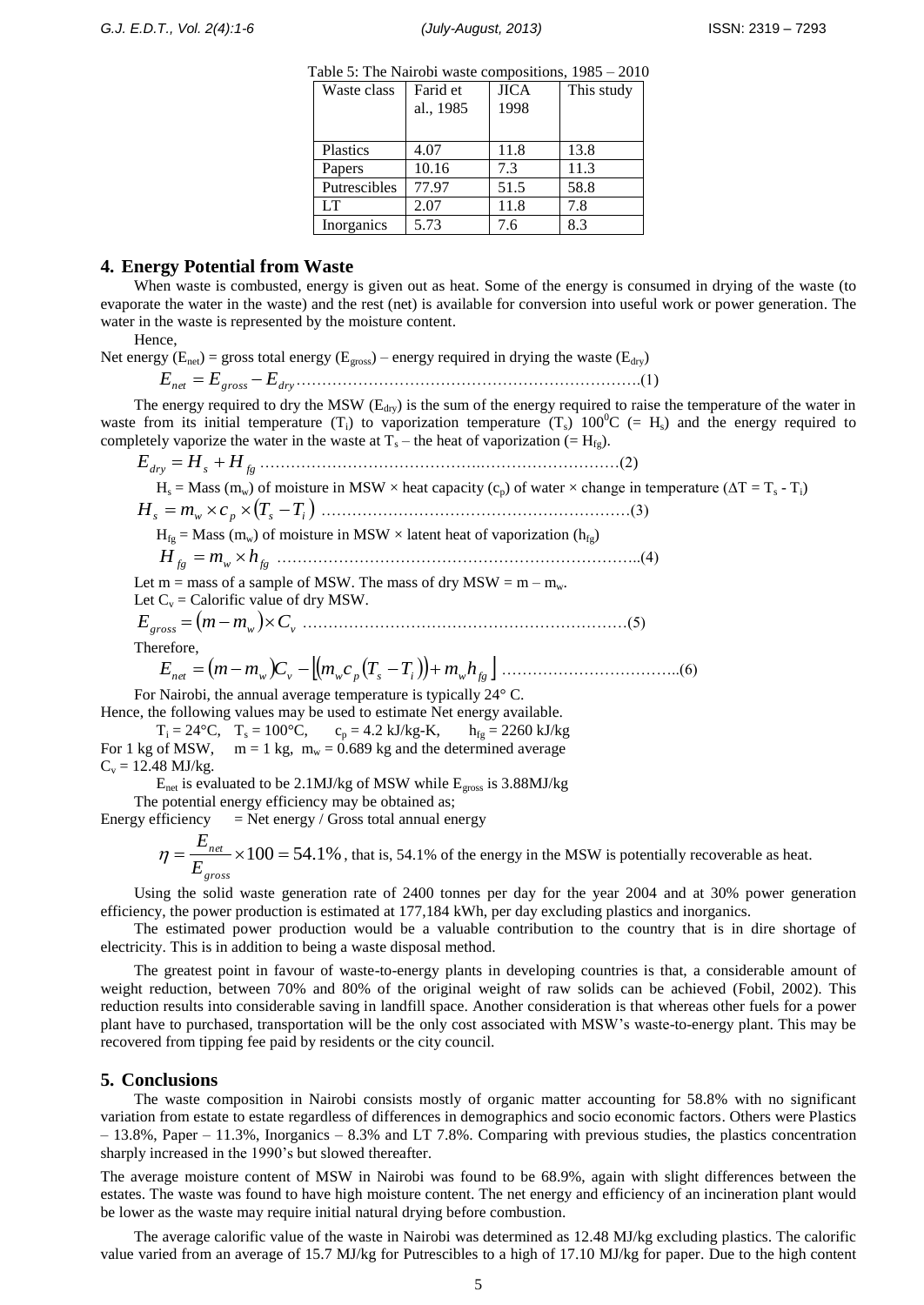Table 5: The Nairobi waste compositions, 1985 – 2010

| Waste class | Farid et al., 1985 | JICA 1998 | This study |
|---|---|---|---|
| Plastics | 4.07 | 11.8 | 13.8 |
| Papers | 10.16 | 7.3 | 11.3 |
| Putrescibles | 77.97 | 51.5 | 58.8 |
| LT | 2.07 | 11.8 | 7.8 |
| Inorganics | 5.73 | 7.6 | 8.3 |

## 4. Energy Potential from Waste

When waste is combusted, energy is given out as heat. Some of the energy is consumed in drying of the waste (to evaporate the water in the waste) and the rest (net) is available for conversion into useful work or power generation. The water in the waste is represented by the moisture content.

Hence,

Net energy ($E_{net}$) = gross total energy ($E_{gross}$) – energy required in drying the waste ($E_{dry}$)

$$E_{net} = E_{gross} - E_{dry} \quad (1)$$

The energy required to dry the MSW ($E_{dry}$) is the sum of the energy required to raise the temperature of the water in waste from its initial temperature ($T_i$) to vaporization temperature ($T_s$) $100^0$C (= $H_s$) and the energy required to completely vaporize the water in the waste at $T_s$ – the heat of vaporization (= $H_{fg}$).

$$E_{dry} = H_s + H_{fg} \quad (2)$$

$H_s$ = Mass ($m_w$) of moisture in MSW × heat capacity ($c_p$) of water × change in temperature ($\Delta T = T_s - T_i$)

$$H_s = m_w \times c_p \times (T_s - T_i) \quad (3)$$

$H_{fg}$ = Mass ($m_w$) of moisture in MSW × latent heat of vaporization ($h_{fg}$)

$$H_{fg} = m_w \times h_{fg} \quad (4)$$

Let m = mass of a sample of MSW. The mass of dry MSW = m – $m_w$.

Let $C_v$ = Calorific value of dry MSW.

$$E_{gross} = (m - m_w) \times C_v \quad (5)$$

Therefore,

$$E_{net} = (m - m_w)C_v - \lfloor (m_w c_p (T_s - T_i)) + m_w h_{fg} \rfloor \quad (6)$$

For Nairobi, the annual average temperature is typically 24° C.

Hence, the following values may be used to estimate Net energy available.

$T_i$ = 24°C, $T_s$ = 100°C, $c_p$ = 4.2 kJ/kg-K, $h_{fg}$ = 2260 kJ/kg

For 1 kg of MSW, m = 1 kg, $m_w$ = 0.689 kg and the determined average $C_v$ = 12.48 MJ/kg.

$E_{net}$ is evaluated to be 2.1MJ/kg of MSW while $E_{gross}$ is 3.88MJ/kg

The potential energy efficiency may be obtained as;

Energy efficiency = Net energy / Gross total annual energy

$$\eta = \frac{E_{net}}{E_{gross}} \times 100 = 54.1\%$$, that is, 54.1% of the energy in the MSW is potentially recoverable as heat.

Using the solid waste generation rate of 2400 tonnes per day for the year 2004 and at 30% power generation efficiency, the power production is estimated at 177,184 kWh, per day excluding plastics and inorganics.

The estimated power production would be a valuable contribution to the country that is in dire shortage of electricity. This is in addition to being a waste disposal method.

The greatest point in favour of waste-to-energy plants in developing countries is that, a considerable amount of weight reduction, between 70% and 80% of the original weight of raw solids can be achieved (Fobil, 2002). This reduction results into considerable saving in landfill space. Another consideration is that whereas other fuels for a power plant have to purchased, transportation will be the only cost associated with MSW's waste-to-energy plant. This may be recovered from tipping fee paid by residents or the city council.

## 5. Conclusions

The waste composition in Nairobi consists mostly of organic matter accounting for 58.8% with no significant variation from estate to estate regardless of differences in demographics and socio economic factors. Others were Plastics – 13.8%, Paper – 11.3%, Inorganics – 8.3% and LT 7.8%. Comparing with previous studies, the plastics concentration sharply increased in the 1990's but slowed thereafter.

The average moisture content of MSW in Nairobi was found to be 68.9%, again with slight differences between the estates. The waste was found to have high moisture content. The net energy and efficiency of an incineration plant would be lower as the waste may require initial natural drying before combustion.

The average calorific value of the waste in Nairobi was determined as 12.48 MJ/kg excluding plastics. The calorific value varied from an average of 15.7 MJ/kg for Putrescibles to a high of 17.10 MJ/kg for paper. Due to the high content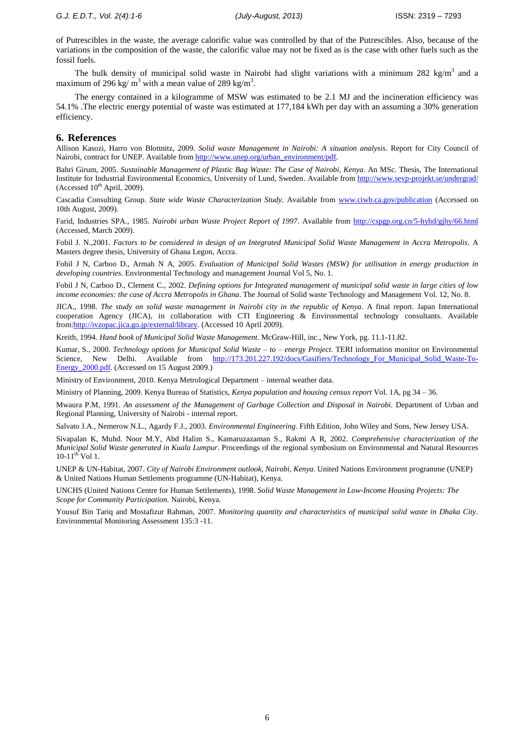of Putrescibles in the waste, the average calorific value was controlled by that of the Putrescibles. Also, because of the variations in the composition of the waste, the calorific value may not be fixed as is the case with other fuels such as the fossil fuels.

The bulk density of municipal solid waste in Nairobi had slight variations with a minimum 282 kg/m$^3$ and a maximum of 296 kg/ m$^3$ with a mean value of 289 kg/m$^3$.

The energy contained in a kilogramme of MSW was estimated to be 2.1 MJ and the incineration efficiency was 54.1% .The electric energy potential of waste was estimated at 177,184 kWh per day with an assuming a 30% generation efficiency.

## 6. References

Allison Kasozi, Harro von Blottnitz, 2009. *Solid waste Management in Nairobi: A situation analysis*. Report for City Council of Nairobi, contract for UNEP. Available from http://www.unep.org/urban_environment/pdf.

Bahri Girum, 2005. *Sustainable Management of Plastic Bag Waste: The Case of Nairobi, Kenya*. An MSc. Thesis, The International Institute for Industrial Environmental Economics, University of Lund, Sweden. Available from http://www.sevp-projekt.se/undergrad/ (Accessed 10th April, 2009).

Cascadia Consulting Group. *State wide Waste Characterization Study*. Available from www.ciwb.ca.gov/publication (Accessed on 10th August, 2009).

Farid, Industries SPA., 1985. *Nairobi urban Waste Project Report of 1997*. Available from http://cspgp.org.cn/5-hyhd/gjhy/66.html (Accessed, March 2009).

Fobil J. N.,2001. *Factors to be considered in design of an Integrated Municipal Solid Waste Management in Accra Metropolis*. A Masters degree thesis, University of Ghana Legon, Accra.

Fobil J N, Carboo D., Armah N A, 2005. *Evaluation of Municipal Solid Wastes (MSW) for utilisation in energy production in developing countries*. Environmental Technology and management Journal Vol 5, No. 1.

Fobil J N, Carboo D., Clement C., 2002. *Defining options for Integrated management of municipal solid waste in large cities of low income economies: the case of Accra Metropolis in Ghana*. The Journal of Solid waste Technology and Management Vol. 12, No. 8.

JICA., 1998. *The study on solid waste management in Nairobi city in the republic of Kenya*. A final report. Japan International cooperation Agency (JICA), in collaboration with CTI Engineering & Environmental technology consultants. Available from:http://ivzopac.jica.go.jp/external/library. (Accessed 10 April 2009).

Kreith, 1994. *Hand book of Municipal Solid Waste Management*. McGraw-Hill, inc., New York, pg. 11.1-11.82.

Kumar, S., 2000. *Technology options for Municipal Solid Waste – to – energy Project*. TERI information monitor on Environmental Science, New Delhi. Available from http://173.201.227.192/docs/Gasifiers/Technology_For_Municipal_Solid_Waste-To-Energy_2000.pdf. (Accessed on 15 August 2009.)

Ministry of Environment, 2010. Kenya Metrological Department – internal weather data.

Ministry of Planning, 2009. Kenya Bureau of Statistics, *Kenya population and housing census report* Vol. 1A, pg 34 – 36.

Mwaura P.M, 1991. *An assessment of the Management of Garbage Collection and Disposal in Nairobi*. Department of Urban and Regional Planning, University of Nairobi - internal report.

Salvato J.A., Nemerow N.L., Agardy F.J., 2003. *Environmental Engineering*. Fifth Edition, John Wiley and Sons, New Jersey USA.

Sivapalan K, Muhd. Noor M.Y, Abd Halim S., Kamaruzazaman S., Rakmi A R, 2002. *Comprehensive characterization of the Municipal Solid Waste generated in Kuala Lumpur*. Proceedings of the regional symbosium on Environmental and Natural Resources 10-11th Vol 1.

UNEP & UN-Habitat, 2007. *City of Nairobi Environment outlook, Nairobi, Kenya*. United Nations Environment programme (UNEP) & United Nations Human Settlements programme (UN-Habitat), Kenya.

UNCHS (United Nations Centre for Human Settlements), 1998. *Solid Waste Management in Low-Income Housing Projects: The Scope for Community Participation.* Nairobi, Kenya.

Yousuf Bin Tariq and Mostafizur Rahman, 2007. *Monitoring quantity and characteristics of municipal solid waste in Dhaka City*. Environmental Monitoring Assessment 135:3 -11.